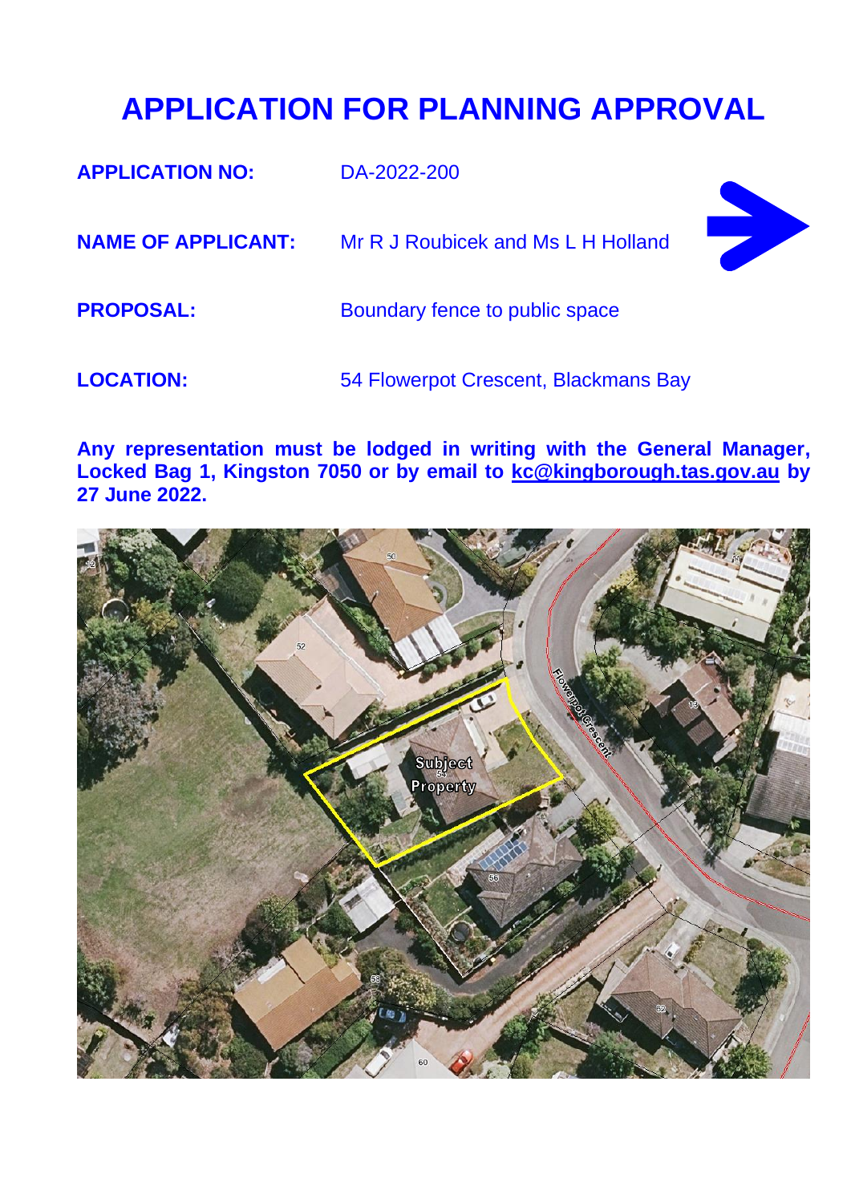# APPLICATION FOR PLANNING APPROVAL

**APPLICATION NO:** DA-2022-200

**NAME OF APPLICANT:** Mr R J Roubicek and Ms L H Holland

**PROPOSAL:** Boundary fence to public space

**LOCATION:** 54 Flowerpot Crescent, Blackmans Bay

**Any representation must be lodged in writing with the General Manager, Locked Bag 1, Kingston 7050 or by email to kc@kingborough.tas.gov.au by 27 June 2022.**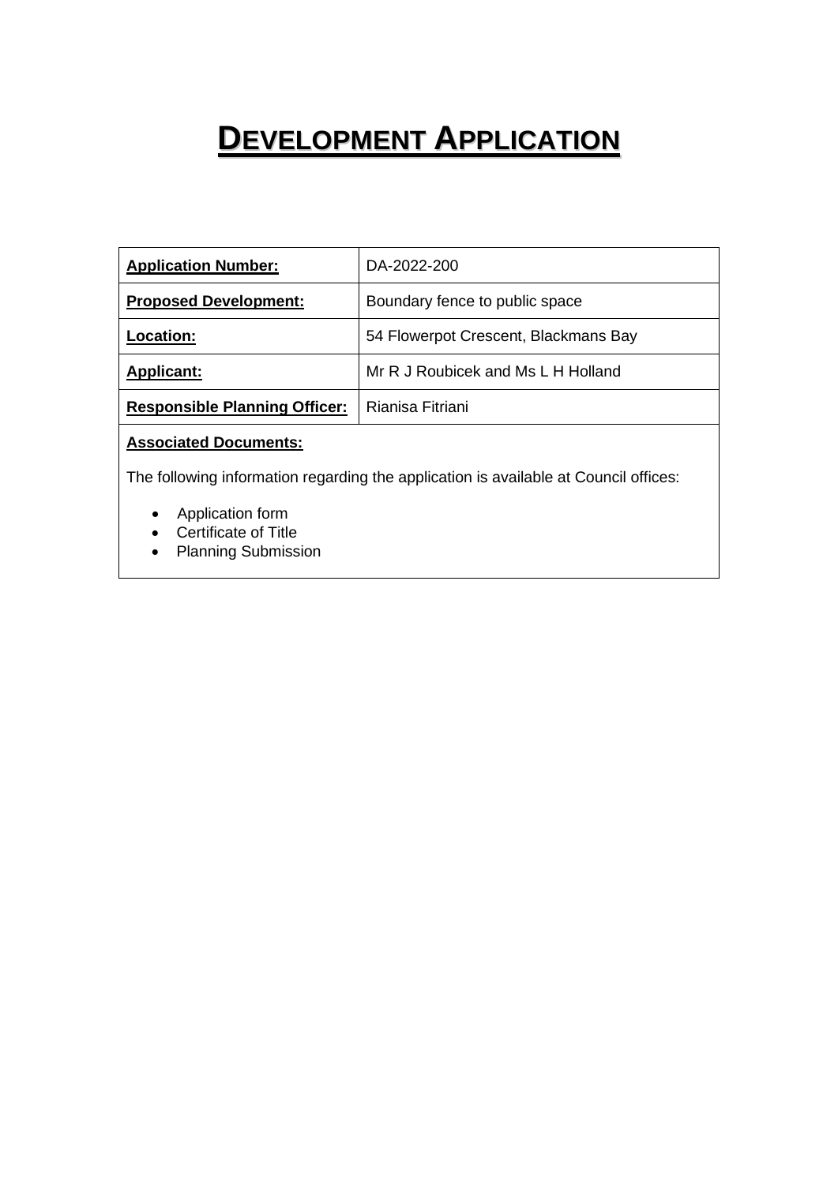# DEVELOPMENT APPLICATION

| **Application Number:** | DA-2022-200 |
|---|---|
| **Proposed Development:** | Boundary fence to public space |
| **Location:** | 54 Flowerpot Crescent, Blackmans Bay |
| **Applicant:** | Mr R J Roubicek and Ms L H Holland |
| **Responsible Planning Officer:** | Rianisa Fitriani |

**Associated Documents:**

The following information regarding the application is available at Council offices:

- Application form
- Certificate of Title
- Planning Submission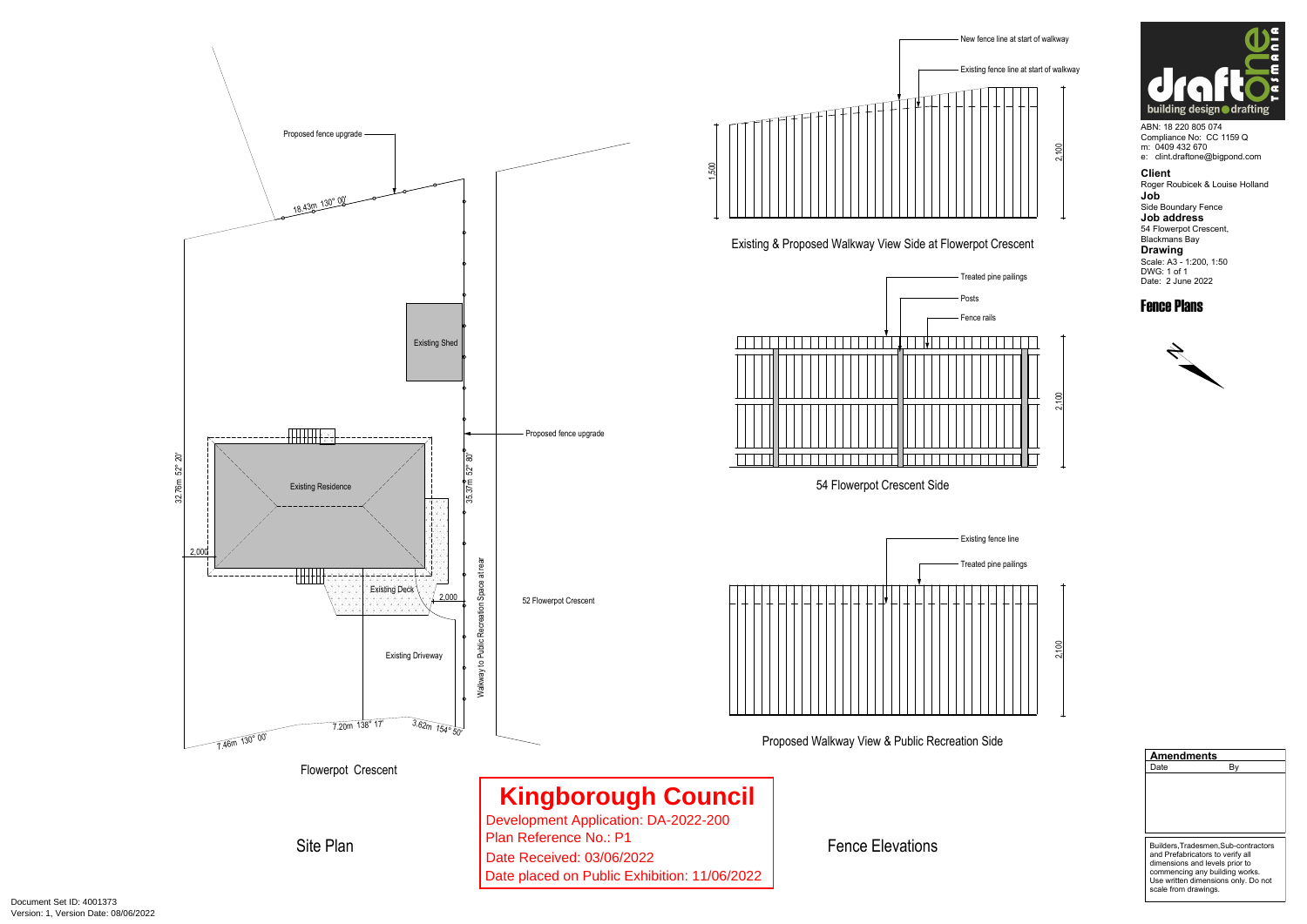## Site Plan

Proposed fence upgrade

18.43m 130° 00'

Existing Shed

Proposed fence upgrade

32.76m 52° 20'

35.37m 52° 80'

Existing Residence

2,000

Existing Deck

2,000

Walkway to Public Recreation Space at rear

52 Flowerpot Crescent

Existing Driveway

7.46m 130° 00'

7.20m 138° 17'

3.62m 154° 50'

Flowerpot Crescent

## Fence Elevations

New fence line at start of walkway

Existing fence line at start of walkway

1,500

2,100

Existing & Proposed Walkway View Side at Flowerpot Crescent

Treated pine pailings

Posts

Fence rails

2,100

54 Flowerpot Crescent Side

Existing fence line

Treated pine pailings

2,100

Proposed Walkway View & Public Recreation Side

# Kingborough Council

Development Application: DA-2022-200
Plan Reference No.: P1
Date Received: 03/06/2022
Date placed on Public Exhibition: 11/06/2022

draftone TASMANIA
building design drafting

ABN: 18 220 805 074
Compliance No: CC 1159 Q
m: 0409 432 670
e: clint.draftone@bigpond.com

**Client**
Roger Roubicek & Louise Holland

**Job**
Side Boundary Fence

**Job address**
54 Flowerpot Crescent,
Blackmans Bay

**Drawing**
Scale: A3 - 1:200, 1:50
DWG: 1 of 1
Date: 2 June 2022

**Fence Plans**

N

| Amendments | |
|---|---|
| Date | By |

Builders,Tradesmen,Sub-contractors and Prefabricators to verify all dimensions and levels prior to commencing any building works. Use written dimensions only. Do not scale from drawings.

Document Set ID: 4001373
Version: 1, Version Date: 08/06/2022